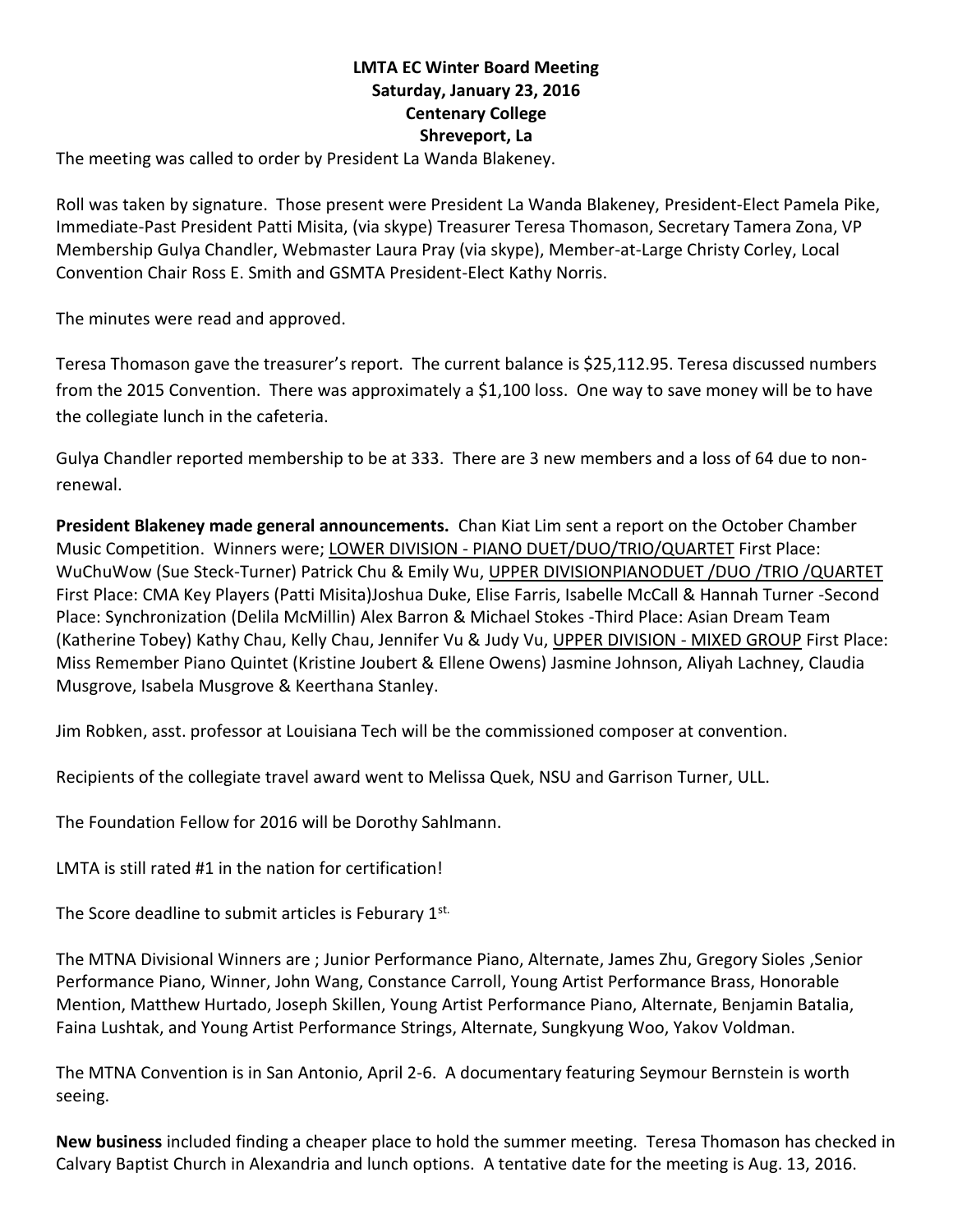**LMTA EC Winter Board Meeting**
**Saturday, January 23, 2016**
**Centenary College**
**Shreveport, La**

The meeting was called to order by President La Wanda Blakeney.

Roll was taken by signature. Those present were President La Wanda Blakeney, President-Elect Pamela Pike, Immediate-Past President Patti Misita, (via skype) Treasurer Teresa Thomason, Secretary Tamera Zona, VP Membership Gulya Chandler, Webmaster Laura Pray (via skype), Member-at-Large Christy Corley, Local Convention Chair Ross E. Smith and GSMTA President-Elect Kathy Norris.

The minutes were read and approved.

Teresa Thomason gave the treasurer's report. The current balance is $25,112.95. Teresa discussed numbers from the 2015 Convention. There was approximately a $1,100 loss. One way to save money will be to have the collegiate lunch in the cafeteria.

Gulya Chandler reported membership to be at 333. There are 3 new members and a loss of 64 due to non-renewal.

**President Blakeney made general announcements.** Chan Kiat Lim sent a report on the October Chamber Music Competition. Winners were; <u>LOWER DIVISION - PIANO DUET/DUO/TRIO/QUARTET</u> First Place: WuChuWow (Sue Steck-Turner) Patrick Chu & Emily Wu, <u>UPPER DIVISIONPIANODUET /DUO /TRIO /QUARTET</u> First Place: CMA Key Players (Patti Misita)Joshua Duke, Elise Farris, Isabelle McCall & Hannah Turner -Second Place: Synchronization (Delila McMillin) Alex Barron & Michael Stokes -Third Place: Asian Dream Team (Katherine Tobey) Kathy Chau, Kelly Chau, Jennifer Vu & Judy Vu, <u>UPPER DIVISION - MIXED GROUP</u> First Place: Miss Remember Piano Quintet (Kristine Joubert & Ellene Owens) Jasmine Johnson, Aliyah Lachney, Claudia Musgrove, Isabela Musgrove & Keerthana Stanley.

Jim Robken, asst. professor at Louisiana Tech will be the commissioned composer at convention.

Recipients of the collegiate travel award went to Melissa Quek, NSU and Garrison Turner, ULL.

The Foundation Fellow for 2016 will be Dorothy Sahlmann.

LMTA is still rated #1 in the nation for certification!

The Score deadline to submit articles is Feburary 1st.

The MTNA Divisional Winners are ; Junior Performance Piano, Alternate, James Zhu, Gregory Sioles ,Senior Performance Piano, Winner, John Wang, Constance Carroll, Young Artist Performance Brass, Honorable Mention, Matthew Hurtado, Joseph Skillen, Young Artist Performance Piano, Alternate, Benjamin Batalia, Faina Lushtak, and Young Artist Performance Strings, Alternate, Sungkyung Woo, Yakov Voldman.

The MTNA Convention is in San Antonio, April 2-6. A documentary featuring Seymour Bernstein is worth seeing.

**New business** included finding a cheaper place to hold the summer meeting. Teresa Thomason has checked in Calvary Baptist Church in Alexandria and lunch options. A tentative date for the meeting is Aug. 13, 2016.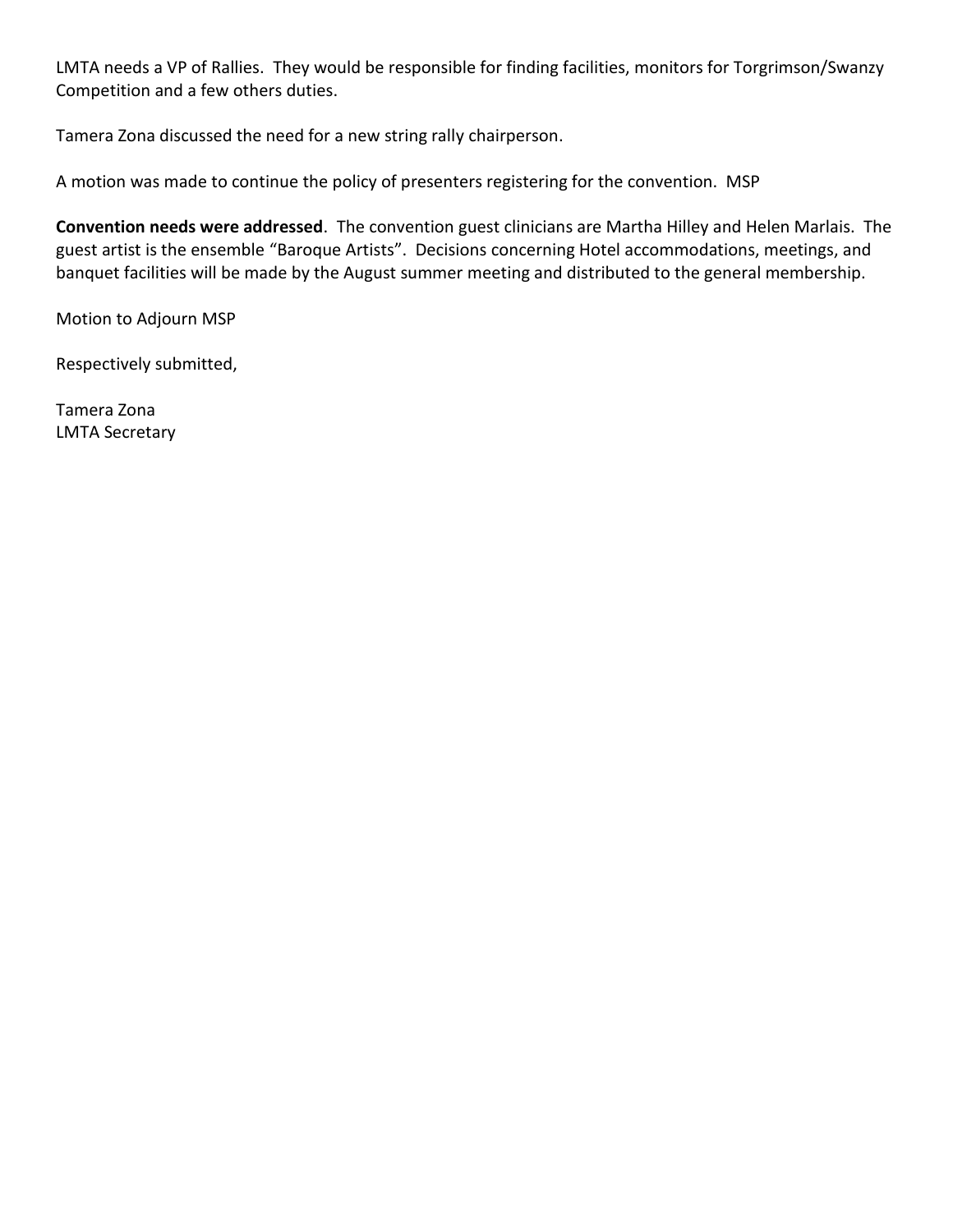LMTA needs a VP of Rallies. They would be responsible for finding facilities, monitors for Torgrimson/Swanzy Competition and a few others duties.

Tamera Zona discussed the need for a new string rally chairperson.

A motion was made to continue the policy of presenters registering for the convention. MSP

**Convention needs were addressed**. The convention guest clinicians are Martha Hilley and Helen Marlais. The guest artist is the ensemble "Baroque Artists". Decisions concerning Hotel accommodations, meetings, and banquet facilities will be made by the August summer meeting and distributed to the general membership.

Motion to Adjourn MSP

Respectively submitted,

Tamera Zona
LMTA Secretary